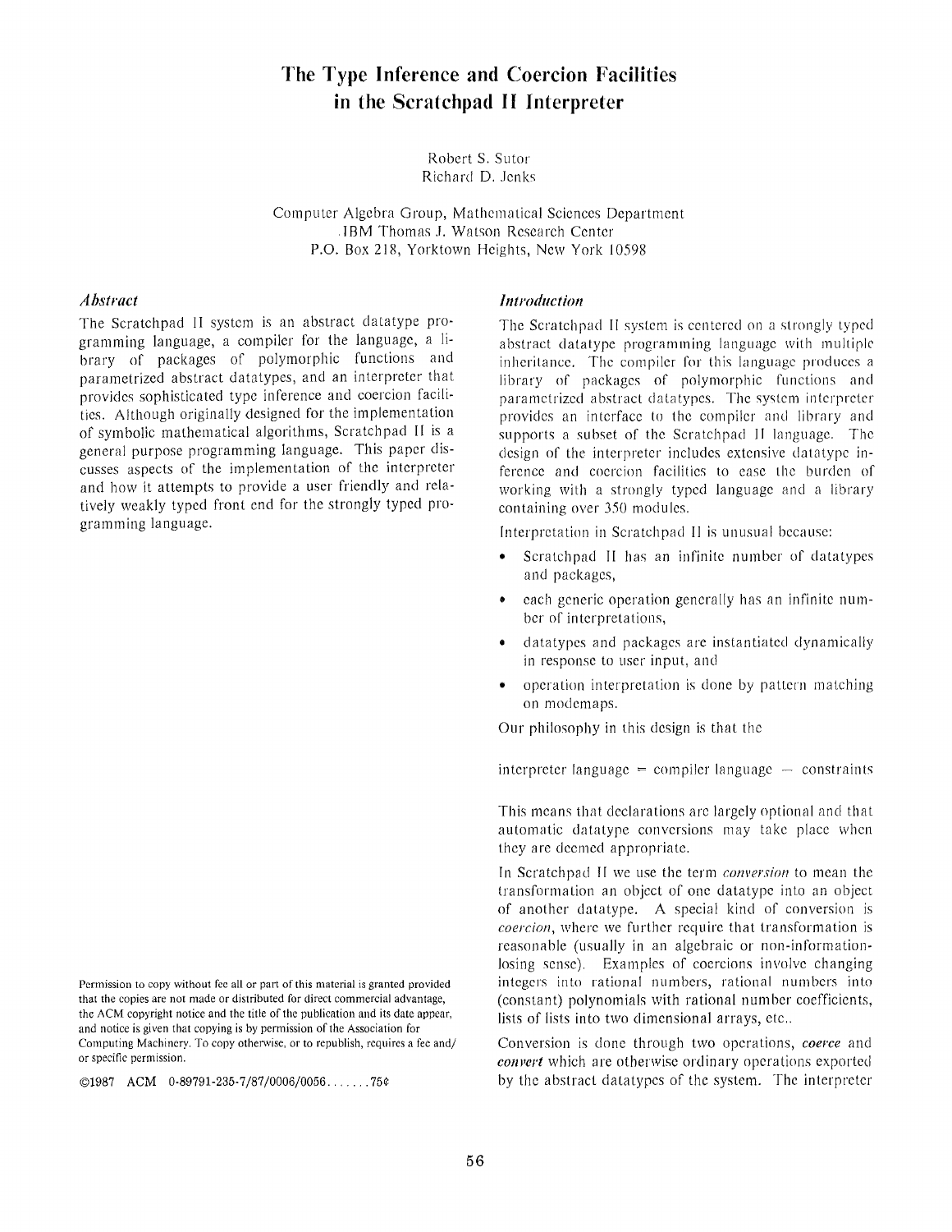# The Type Inference and Coercion Facilities in the Scratchpad II Interpreter

Robert S. Sutor
Richard D. Jenks

Computer Algebra Group, Mathematical Sciences Department
IBM Thomas J. Watson Research Center
P.O. Box 218, Yorktown Heights, New York 10598

### *Abstract*

The Scratchpad II system is an abstract datatype programming language, a compiler for the language, a library of packages of polymorphic functions and parametrized abstract datatypes, and an interpreter that provides sophisticated type inference and coercion facilities. Although originally designed for the implementation of symbolic mathematical algorithms, Scratchpad II is a general purpose programming language. This paper discusses aspects of the implementation of the interpreter and how it attempts to provide a user friendly and relatively weakly typed front end for the strongly typed programming language.

Permission to copy without fee all or part of this material is granted provided that the copies are not made or distributed for direct commercial advantage, the ACM copyright notice and the title of the publication and its date appear, and notice is given that copying is by permission of the Association for Computing Machinery. To copy otherwise, or to republish, requires a fee and/or specific permission.

©1987 ACM 0-89791-235-7/87/0006/0056 .......75¢

### *Introduction*

The Scratchpad II system is centered on a strongly typed abstract datatype programming language with multiple inheritance. The compiler for this language produces a library of packages of polymorphic functions and parametrized abstract datatypes. The system interpreter provides an interface to the compiler and library and supports a subset of the Scratchpad II language. The design of the interpreter includes extensive datatype inference and coercion facilities to ease the burden of working with a strongly typed language and a library containing over 350 modules.

Interpretation in Scratchpad II is unusual because:

- Scratchpad II has an infinite number of datatypes and packages,
- each generic operation generally has an infinite number of interpretations,
- datatypes and packages are instantiated dynamically in response to user input, and
- operation interpretation is done by pattern matching on modemaps.

Our philosophy in this design is that the

interpreter language = compiler language − constraints

This means that declarations are largely optional and that automatic datatype conversions may take place when they are deemed appropriate.

In Scratchpad II we use the term *conversion* to mean the transformation an object of one datatype into an object of another datatype. A special kind of conversion is *coercion*, where we further require that transformation is reasonable (usually in an algebraic or non-information-losing sense). Examples of coercions involve changing integers into rational numbers, rational numbers into (constant) polynomials with rational number coefficients, lists of lists into two dimensional arrays, etc..

Conversion is done through two operations, ***coerce*** and ***convert*** which are otherwise ordinary operations exported by the abstract datatypes of the system. The interpreter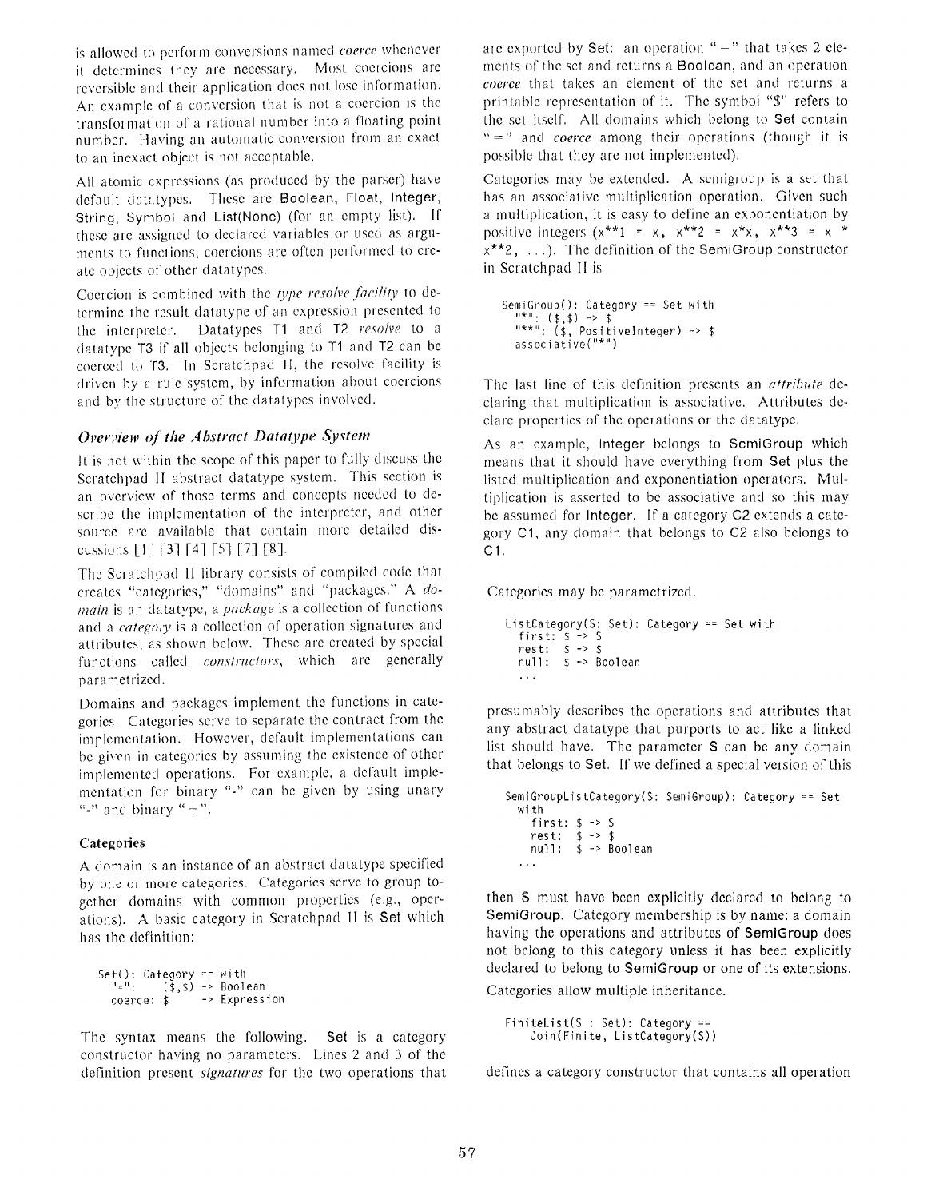is allowed to perform conversions named *coerce* whenever it determines they are necessary. Most coercions are reversible and their application does not lose information. An example of a conversion that is not a coercion is the transformation of a rational number into a floating point number. Having an automatic conversion from an exact to an inexact object is not acceptable.

All atomic expressions (as produced by the parser) have default datatypes. These are **Boolean**, **Float**, **Integer**, **String**, **Symbol** and **List(None)** (for an empty list). If these are assigned to declared variables or used as arguments to functions, coercions are often performed to create objects of other datatypes.

Coercion is combined with the *type resolve facility* to determine the result datatype of an expression presented to the interpreter. Datatypes **T1** and **T2** *resolve* to a datatype **T3** if all objects belonging to **T1** and **T2** can be coerced to **T3**. In Scratchpad II, the resolve facility is driven by a rule system, by information about coercions and by the structure of the datatypes involved.

### *Overview of the Abstract Datatype System*

It is not within the scope of this paper to fully discuss the Scratchpad II abstract datatype system. This section is an overview of those terms and concepts needed to describe the implementation of the interpreter, and other source are available that contain more detailed discussions [1] [3] [4] [5] [7] [8].

The Scratchpad II library consists of compiled code that creates "categories," "domains" and "packages." A *domain* is an datatype, a *package* is a collection of functions and a *category* is a collection of operation signatures and attributes, as shown below. These are created by special functions called *constructors*, which are generally parametrized.

Domains and packages implement the functions in categories. Categories serve to separate the contract from the implementation. However, default implementations can be given in categories by assuming the existence of other implemented operations. For example, a default implementation for binary "-" can be given by using unary "-" and binary "+".

#### Categories

A domain is an instance of an abstract datatype specified by one or more categories. Categories serve to group together domains with common properties (e.g., operations). A basic category in Scratchpad II is **Set** which has the definition:

```
Set(): Category == with
  "=":      ($,$) -> Boolean
  coerce: $      -> Expression
```

The syntax means the following. **Set** is a category constructor having no parameters. Lines 2 and 3 of the definition present *signatures* for the two operations that are exported by **Set**: an operation "=" that takes 2 elements of the set and returns a **Boolean**, and an operation *coerce* that takes an element of the set and returns a printable representation of it. The symbol "$" refers to the set itself. All domains which belong to **Set** contain "=" and *coerce* among their operations (though it is possible that they are not implemented).

Categories may be extended. A semigroup is a set that has an associative multiplication operation. Given such a multiplication, it is easy to define an exponentiation by positive integers (`x**1 = x, x**2 = x*x, x**3 = x * x**2, ...`). The definition of the **SemiGroup** constructor in Scratchpad II is

```
SemiGroup(): Category == Set with
  "*": ($,$) -> $
  "**": ($, PositiveInteger) -> $
  associative("*")
```

The last line of this definition presents an *attribute* declaring that multiplication is associative. Attributes declare properties of the operations or the datatype.

As an example, **Integer** belongs to **SemiGroup** which means that it should have everything from **Set** plus the listed multiplication and exponentiation operators. Multiplication is asserted to be associative and so this may be assumed for **Integer**. If a category **C2** extends a category **C1**, any domain that belongs to **C2** also belongs to **C1**.

Categories may be parametrized.

```
ListCategory(S: Set): Category == Set with
  first: $ -> S
  rest:  $ -> $
  null:  $ -> Boolean
  ...
```

presumably describes the operations and attributes that any abstract datatype that purports to act like a linked list should have. The parameter **S** can be any domain that belongs to **Set**. If we defined a special version of this

```
SemiGroupListCategory(S: SemiGroup): Category == Set
  with
    first: $ -> S
    rest:  $ -> $
    null:  $ -> Boolean
  ...
```

then **S** must have been explicitly declared to belong to **SemiGroup**. Category membership is by name: a domain having the operations and attributes of **SemiGroup** does not belong to this category unless it has been explicitly declared to belong to **SemiGroup** or one of its extensions.

Categories allow multiple inheritance.

```
FiniteList(S : Set): Category ==
    Join(Finite, ListCategory(S))
```

defines a category constructor that contains all operation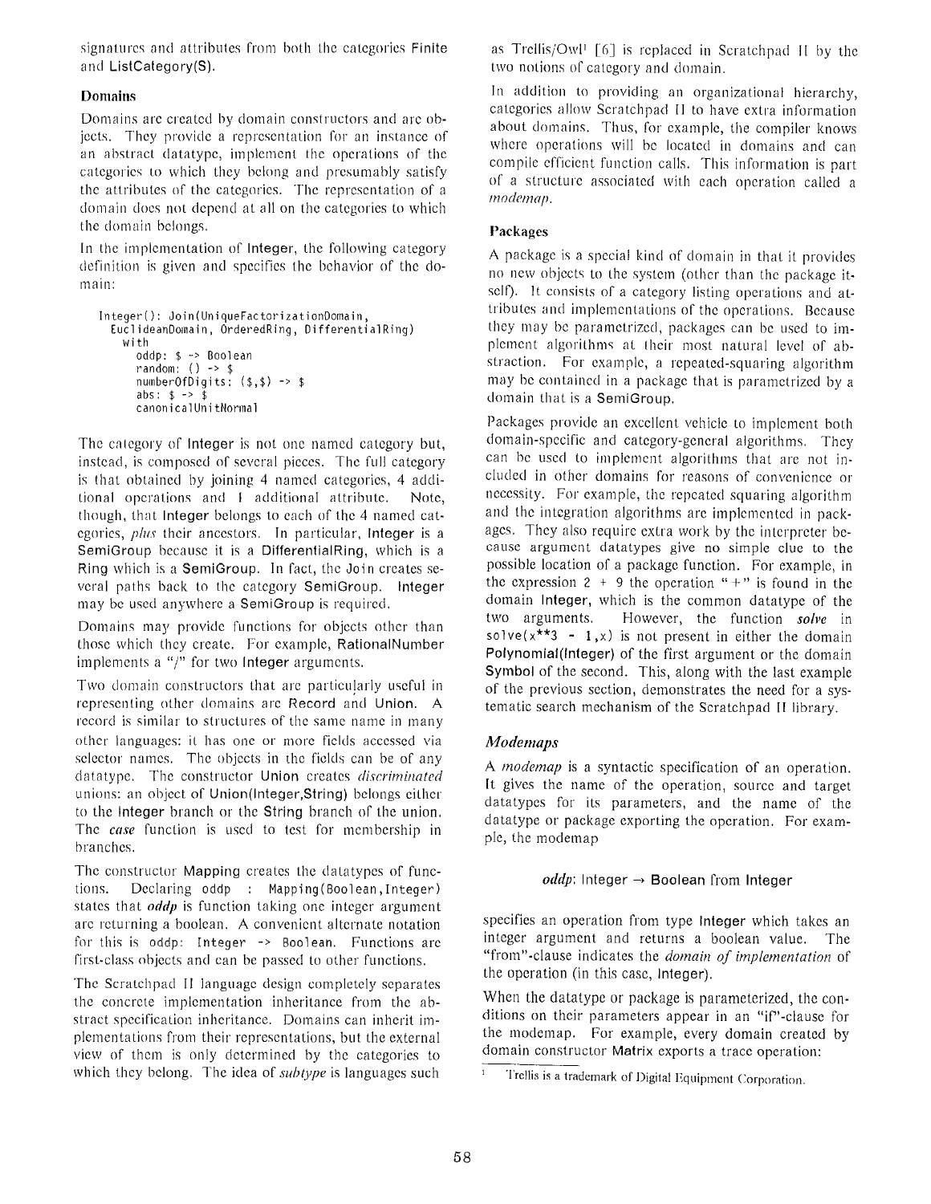signatures and attributes from both the categories Finite and ListCategory(S).

### Domains

Domains are created by domain constructors and are objects. They provide a representation for an instance of an abstract datatype, implement the operations of the categories to which they belong and presumably satisfy the attributes of the categories. The representation of a domain does not depend at all on the categories to which the domain belongs.

In the implementation of Integer, the following category definition is given and specifies the behavior of the domain:

```
Integer(): Join(UniqueFactorizationDomain,
  EuclideanDomain, OrderedRing, DifferentialRing)
    with
      oddp: $ -> Boolean
      random: () -> $
      numberOfDigits: ($,$) -> $
      abs: $ -> $
      canonicalUnitNormal
```

The category of Integer is not one named category but, instead, is composed of several pieces. The full category is that obtained by joining 4 named categories, 4 additional operations and 1 additional attribute. Note, though, that Integer belongs to each of the 4 named categories, *plus* their ancestors. In particular, Integer is a SemiGroup because it is a DifferentialRing, which is a Ring which is a SemiGroup. In fact, the `Join` creates several paths back to the category SemiGroup. Integer may be used anywhere a SemiGroup is required.

Domains may provide functions for objects other than those which they create. For example, RationalNumber implements a "/" for two Integer arguments.

Two domain constructors that are particularly useful in representing other domains are Record and Union. A record is similar to structures of the same name in many other languages: it has one or more fields accessed via selector names. The objects in the fields can be of any datatype. The constructor Union creates *discriminated* unions: an object of Union(Integer,String) belongs either to the Integer branch or the String branch of the union. The ***case*** function is used to test for membership in branches.

The constructor Mapping creates the datatypes of functions. Declaring `oddp : Mapping(Boolean,Integer)` states that ***oddp*** is function taking one integer argument are returning a boolean. A convenient alternate notation for this is `oddp: Integer -> Boolean`. Functions are first-class objects and can be passed to other functions.

The Scratchpad II language design completely separates the concrete implementation inheritance from the abstract specification inheritance. Domains can inherit implementations from their representations, but the external view of them is only determined by the categories to which they belong. The idea of *subtype* is languages such as Trellis/Owl[1] [6] is replaced in Scratchpad II by the two notions of category and domain.

In addition to providing an organizational hierarchy, categories allow Scratchpad II to have extra information about domains. Thus, for example, the compiler knows where operations will be located in domains and can compile efficient function calls. This information is part of a structure associated with each operation called a *modemap*.

### Packages

A package is a special kind of domain in that it provides no new objects to the system (other than the package itself). It consists of a category listing operations and attributes and implementations of the operations. Because they may be parametrized, packages can be used to implement algorithms at their most natural level of abstraction. For example, a repeated-squaring algorithm may be contained in a package that is parametrized by a domain that is a SemiGroup.

Packages provide an excellent vehicle to implement both domain-specific and category-general algorithms. They can be used to implement algorithms that are not included in other domains for reasons of convenience or necessity. For example, the repeated squaring algorithm and the integration algorithms are implemented in packages. They also require extra work by the interpreter because argument datatypes give no simple clue to the possible location of a package function. For example, in the expression `2 + 9` the operation "+" is found in the domain Integer, which is the common datatype of the two arguments. However, the function ***solve*** in `solve(x**3 - 1,x)` is not present in either the domain Polynomial(Integer) of the first argument or the domain Symbol of the second. This, along with the last example of the previous section, demonstrates the need for a systematic search mechanism of the Scratchpad II library.

### *Modemaps*

A *modemap* is a syntactic specification of an operation. It gives the name of the operation, source and target datatypes for its parameters, and the name of the datatype or package exporting the operation. For example, the modemap

***oddp***: Integer → Boolean from Integer

specifies an operation from type Integer which takes an integer argument and returns a boolean value. The "from"-clause indicates the *domain of implementation* of the operation (in this case, Integer).

When the datatype or package is parameterized, the conditions on their parameters appear in an "if"-clause for the modemap. For example, every domain created by domain constructor Matrix exports a trace operation:

[1] Trellis is a trademark of Digital Equipment Corporation.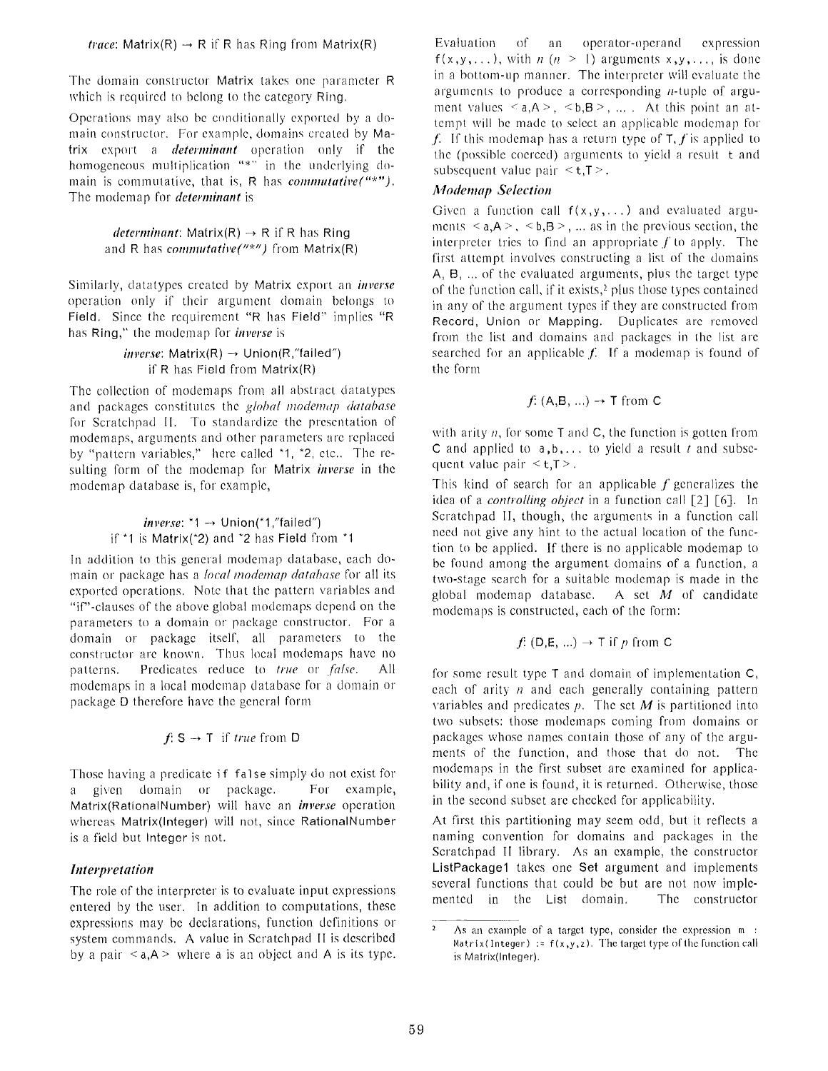*trace*: Matrix(R) → R if R has Ring from Matrix(R)

The domain constructor Matrix takes one parameter R which is required to belong to the category Ring.

Operations may also be conditionally exported by a domain constructor. For example, domains created by Matrix export a ***determinant*** operation only if the homogeneous multiplication "*" in the underlying domain is commutative, that is, R has *commutative("*")*. The modemap for ***determinant*** is

*determinant*: Matrix(R) → R if R has Ring and R has *commutative("*")* from Matrix(R)

Similarly, datatypes created by Matrix export an ***inverse*** operation only if their argument domain belongs to Field. Since the requirement "R has Field" implies "R has Ring," the modemap for ***inverse*** is

*inverse*: Matrix(R) → Union(R,"failed") if R has Field from Matrix(R)

The collection of modemaps from all abstract datatypes and packages constitutes the *global modemap database* for Scratchpad II. To standardize the presentation of modemaps, arguments and other parameters are replaced by "pattern variables," here called *1, *2, etc.. The resulting form of the modemap for Matrix ***inverse*** in the modemap database is, for example,

*inverse*: *1 → Union(*1,"failed") if *1 is Matrix(*2) and *2 has Field from *1

In addition to this general modemap database, each domain or package has a *local modemap database* for all its exported operations. Note that the pattern variables and "if"-clauses of the above global modemaps depend on the parameters to a domain or package constructor. For a domain or package itself, all parameters to the constructor are known. Thus local modemaps have no patterns. Predicates reduce to *true* or *false*. All modemaps in a local modemap database for a domain or package D therefore have the general form

*f*: S → T if *true* from D

Those having a predicate `if false` simply do not exist for a given domain or package. For example, Matrix(RationalNumber) will have an ***inverse*** operation whereas Matrix(Integer) will not, since RationalNumber is a field but Integer is not.

### *Interpretation*

The role of the interpreter is to evaluate input expressions entered by the user. In addition to computations, these expressions may be declarations, function definitions or system commands. A value in Scratchpad II is described by a pair < a,A > where a is an object and A is its type.

Evaluation of an operator-operand expression `f(x,y,...)`, with $n$ ($n > 1$) arguments `x,y,...`, is done in a bottom-up manner. The interpreter will evaluate the arguments to produce a corresponding $n$-tuple of argument values < a,A >, < b,B >, ... . At this point an attempt will be made to select an applicable modemap for *f*. If this modemap has a return type of T, *f* is applied to the (possible coerced) arguments to yield a result t and subsequent value pair < t,T >.

### *Modemap Selection*

Given a function call `f(x,y,...)` and evaluated arguments < a,A >, < b,B >, ... as in the previous section, the interpreter tries to find an appropriate *f* to apply. The first attempt involves constructing a list of the domains A, B, ... of the evaluated arguments, plus the target type of the function call, if it exists,[2] plus those types contained in any of the argument types if they are constructed from Record, Union or Mapping. Duplicates are removed from the list and domains and packages in the list are searched for an applicable *f*. If a modemap is found of the form

*f*: (A,B, ...) → T from C

with arity $n$, for some T and C, the function is gotten from C and applied to `a,b,...` to yield a result $t$ and subsequent value pair < t,T >.

This kind of search for an applicable *f* generalizes the idea of a *controlling object* in a function call [2] [6]. In Scratchpad II, though, the arguments in a function call need not give any hint to the actual location of the function to be applied. If there is no applicable modemap to be found among the argument domains of a function, a two-stage search for a suitable modemap is made in the global modemap database. A set $M$ of candidate modemaps is constructed, each of the form:

*f*: (D,E, ...) → T if $p$ from C

for some result type T and domain of implementation C, each of arity $n$ and each generally containing pattern variables and predicates $p$. The set $M$ is partitioned into two subsets: those modemaps coming from domains or packages whose names contain those of any of the arguments of the function, and those that do not. The modemaps in the first subset are examined for applicability and, if one is found, it is returned. Otherwise, those in the second subset are checked for applicability.

At first this partitioning may seem odd, but it reflects a naming convention for domains and packages in the Scratchpad II library. As an example, the constructor ListPackage1 takes one Set argument and implements several functions that could be but are not now implemented in the List domain. The constructor

---

[2] As an example of a target type, consider the expression `m : Matrix(Integer) := f(x,y,z)`. The target type of the function call is Matrix(Integer).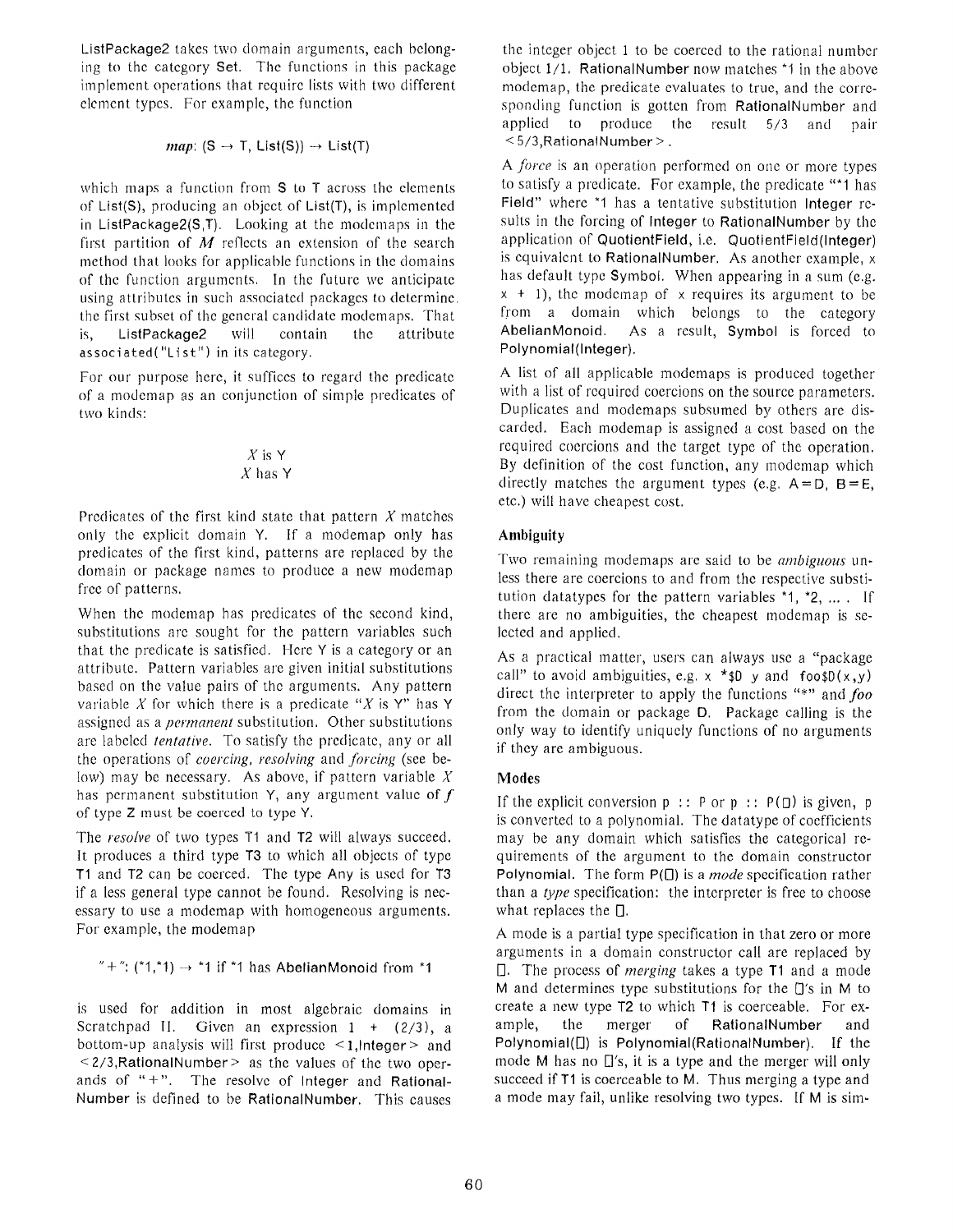ListPackage2 takes two domain arguments, each belonging to the category Set. The functions in this package implement operations that require lists with two different element types. For example, the function

$$map\colon (\mathsf{S} \rightarrow \mathsf{T},\ \mathsf{List(S)}) \rightarrow \mathsf{List(T)}$$

which maps a function from S to T across the elements of List(S), producing an object of List(T), is implemented in ListPackage2(S,T). Looking at the modemaps in the first partition of $M$ reflects an extension of the search method that looks for applicable functions in the domains of the function arguments. In the future we anticipate using attributes in such associated packages to determine the first subset of the general candidate modemaps. That is, ListPackage2 will contain the attribute `associated("List")` in its category.

For our purpose here, it suffices to regard the predicate of a modemap as an conjunction of simple predicates of two kinds:

$X$ is Y
$X$ has Y

Predicates of the first kind state that pattern $X$ matches only the explicit domain Y. If a modemap only has predicates of the first kind, patterns are replaced by the domain or package names to produce a new modemap free of patterns.

When the modemap has predicates of the second kind, substitutions are sought for the pattern variables such that the predicate is satisfied. Here Y is a category or an attribute. Pattern variables are given initial substitutions based on the value pairs of the arguments. Any pattern variable $X$ for which there is a predicate "$X$ is Y" has Y assigned as a *permanent* substitution. Other substitutions are labeled *tentative*. To satisfy the predicate, any or all the operations of *coercing, resolving* and *forcing* (see below) may be necessary. As above, if pattern variable $X$ has permanent substitution Y, any argument value of $f$ of type Z must be coerced to type Y.

The *resolve* of two types T1 and T2 will always succeed. It produces a third type T3 to which all objects of type T1 and T2 can be coerced. The type Any is used for T3 if a less general type cannot be found. Resolving is necessary to use a modemap with homogeneous arguments. For example, the modemap

"+": (*1,*1) → *1 if *1 has AbelianMonoid from *1

is used for addition in most algebraic domains in Scratchpad II. Given an expression `1 + (2/3)`, a bottom-up analysis will first produce <1,Integer> and <2/3,RationalNumber> as the values of the two operands of "+". The resolve of Integer and RationalNumber is defined to be RationalNumber. This causes the integer object 1 to be coerced to the rational number object 1/1. RationalNumber now matches *1 in the above modemap, the predicate evaluates to true, and the corresponding function is gotten from RationalNumber and applied to produce the result 5/3 and pair <5/3,RationalNumber>.

A *force* is an operation performed on one or more types to satisfy a predicate. For example, the predicate "*1 has Field" where *1 has a tentative substitution Integer results in the forcing of Integer to RationalNumber by the application of QuotientField, i.e. QuotientField(Integer) is equivalent to RationalNumber. As another example, x has default type Symbol. When appearing in a sum (e.g. `x + 1`), the modemap of `x` requires its argument to be from a domain which belongs to the category AbelianMonoid. As a result, Symbol is forced to Polynomial(Integer).

A list of all applicable modemaps is produced together with a list of required coercions on the source parameters. Duplicates and modemaps subsumed by others are discarded. Each modemap is assigned a cost based on the required coercions and the target type of the operation. By definition of the cost function, any modemap which directly matches the argument types (e.g. A=D, B=E, etc.) will have cheapest cost.

### Ambiguity

Two remaining modemaps are said to be *ambiguous* unless there are coercions to and from the respective substitution datatypes for the pattern variables *1, *2, ... . If there are no ambiguities, the cheapest modemap is selected and applied.

As a practical matter, users can always use a "package call" to avoid ambiguities, e.g. `x *$D y` and `foo$D(x,y)` direct the interpreter to apply the functions "*" and *foo* from the domain or package D. Package calling is the only way to identify uniquely functions of no arguments if they are ambiguous.

### Modes

If the explicit conversion `p :: P` or `p :: P(□)` is given, p is converted to a polynomial. The datatype of coefficients may be any domain which satisfies the categorical requirements of the argument to the domain constructor Polynomial. The form P(□) is a *mode* specification rather than a *type* specification: the interpreter is free to choose what replaces the □.

A mode is a partial type specification in that zero or more arguments in a domain constructor call are replaced by □. The process of *merging* takes a type T1 and a mode M and determines type substitutions for the □'s in M to create a new type T2 to which T1 is coerceable. For example, the merger of RationalNumber and Polynomial(□) is Polynomial(RationalNumber). If the mode M has no □'s, it is a type and the merger will only succeed if T1 is coerceable to M. Thus merging a type and a mode may fail, unlike resolving two types. If M is sim-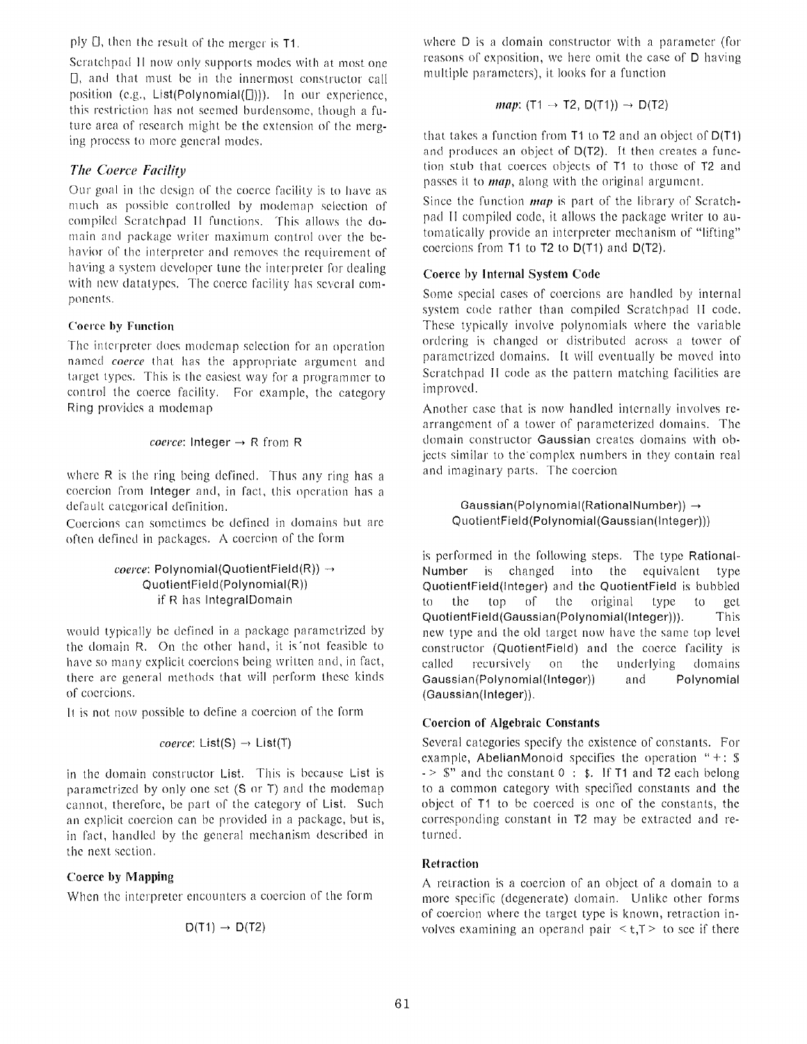ply □, then the result of the merger is T1.

Scratchpad II now only supports modes with at most one □, and that must be in the innermost constructor call position (e.g., List(Polynomial(□))). In our experience, this restriction has not seemed burdensome, though a future area of research might be the extension of the merging process to more general modes.

### *The Coerce Facility*

Our goal in the design of the coerce facility is to have as much as possible controlled by modemap selection of compiled Scratchpad II functions. This allows the domain and package writer maximum control over the behavior of the interpreter and removes the requirement of having a system developer tune the interpreter for dealing with new datatypes. The coerce facility has several components.

#### Coerce by Function

The interpreter does modemap selection for an operation named *coerce* that has the appropriate argument and target types. This is the easiest way for a programmer to control the coerce facility. For example, the category Ring provides a modemap

> *coerce*: Integer → R from R

where R is the ring being defined. Thus any ring has a coercion from Integer and, in fact, this operation has a default categorical definition.

Coercions can sometimes be defined in domains but are often defined in packages. A coercion of the form

> *coerce*: Polynomial(QuotientField(R)) →
> QuotientField(Polynomial(R))
> if R has IntegralDomain

would typically be defined in a package parametrized by the domain R. On the other hand, it is not feasible to have so many explicit coercions being written and, in fact, there are general methods that will perform these kinds of coercions.

It is not now possible to define a coercion of the form

> *coerce*: List(S) → List(T)

in the domain constructor List. This is because List is parametrized by only one set (S or T) and the modemap cannot, therefore, be part of the category of List. Such an explicit coercion can be provided in a package, but is, in fact, handled by the general mechanism described in the next section.

#### Coerce by Mapping

When the interpreter encounters a coercion of the form

> D(T1) → D(T2)

where D is a domain constructor with a parameter (for reasons of exposition, we here omit the case of D having multiple parameters), it looks for a function

> ***map***: (T1 → T2, D(T1)) → D(T2)

that takes a function from T1 to T2 and an object of D(T1) and produces an object of D(T2). It then creates a function stub that coerces objects of T1 to those of T2 and passes it to ***map***, along with the original argument.

Since the function ***map*** is part of the library of Scratchpad II compiled code, it allows the package writer to automatically provide an interpreter mechanism of "lifting" coercions from T1 to T2 to D(T1) and D(T2).

#### Coerce by Internal System Code

Some special cases of coercions are handled by internal system code rather than compiled Scratchpad II code. These typically involve polynomials where the variable ordering is changed or distributed across a tower of parametrized domains. It will eventually be moved into Scratchpad II code as the pattern matching facilities are improved.

Another case that is now handled internally involves rearrangement of a tower of parameterized domains. The domain constructor Gaussian creates domains with objects similar to the complex numbers in they contain real and imaginary parts. The coercion

> Gaussian(Polynomial(RationalNumber)) →
> QuotientField(Polynomial(Gaussian(Integer)))

is performed in the following steps. The type RationalNumber is changed into the equivalent type QuotientField(Integer) and the QuotientField is bubbled to the top of the original type to get QuotientField(Gaussian(Polynomial(Integer))). This new type and the old target now have the same top level constructor (QuotientField) and the coerce facility is called recursively on the underlying domains Gaussian(Polynomial(Integer)) and Polynomial (Gaussian(Integer)).

#### Coercion of Algebraic Constants

Several categories specify the existence of constants. For example, AbelianMonoid specifies the operation "+: $ -> $" and the constant 0 : $. If T1 and T2 each belong to a common category with specified constants and the object of T1 to be coerced is one of the constants, the corresponding constant in T2 may be extracted and returned.

#### Retraction

A retraction is a coercion of an object of a domain to a more specific (degenerate) domain. Unlike other forms of coercion where the target type is known, retraction involves examining an operand pair <t,T> to see if there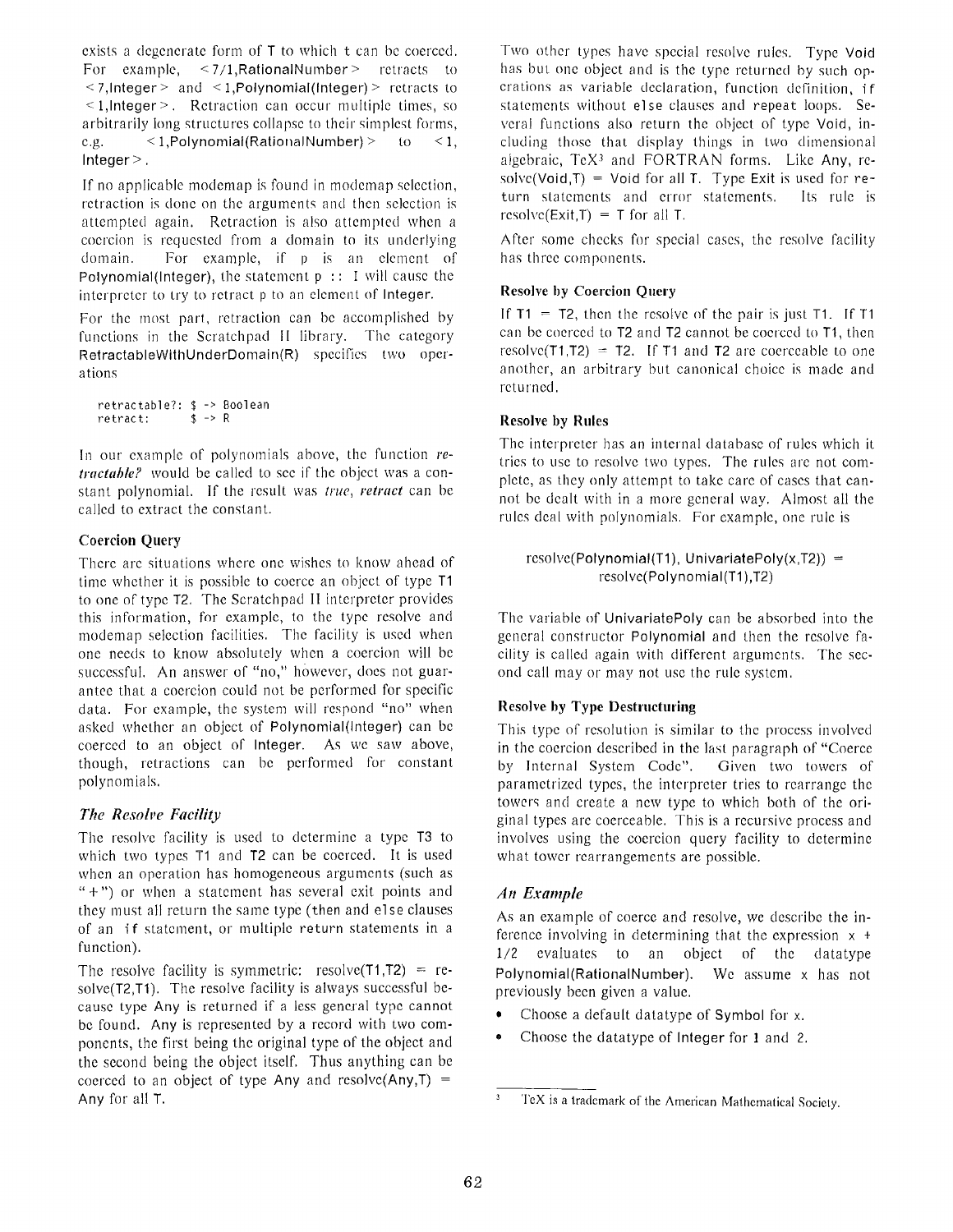exists a degenerate form of T to which t can be coerced. For example, < 7/1,RationalNumber > retracts to < 7,Integer > and < 1,Polynomial(Integer) > retracts to < 1,Integer >. Retraction can occur multiple times, so arbitrarily long structures collapse to their simplest forms, e.g. < 1,Polynomial(RationalNumber) > to < 1, Integer >.

If no applicable modemap is found in modemap selection, retraction is done on the arguments and then selection is attempted again. Retraction is also attempted when a coercion is requested from a domain to its underlying domain. For example, if p is an element of Polynomial(Integer), the statement p :: I will cause the interpreter to try to retract p to an element of Integer.

For the most part, retraction can be accomplished by functions in the Scratchpad II library. The category RetractableWithUnderDomain(R) specifies two operations

```
retractable?: $ -> Boolean
retract:      $ -> R
```

In our example of polynomials above, the function *retractable?* would be called to see if the object was a constant polynomial. If the result was *true*, *retract* can be called to extract the constant.

### Coercion Query

There are situations where one wishes to know ahead of time whether it is possible to coerce an object of type T1 to one of type T2. The Scratchpad II interpreter provides this information, for example, to the type resolve and modemap selection facilities. The facility is used when one needs to know absolutely when a coercion will be successful. An answer of "no," however, does not guarantee that a coercion could not be performed for specific data. For example, the system will respond "no" when asked whether an object of Polynomial(Integer) can be coerced to an object of Integer. As we saw above, though, retractions can be performed for constant polynomials.

## *The Resolve Facility*

The resolve facility is used to determine a type T3 to which two types T1 and T2 can be coerced. It is used when an operation has homogeneous arguments (such as "+") or when a statement has several exit points and they must all return the same type (then and else clauses of an if statement, or multiple return statements in a function).

The resolve facility is symmetric: resolve(T1,T2) = resolve(T2,T1). The resolve facility is always successful because type Any is returned if a less general type cannot be found. Any is represented by a record with two components, the first being the original type of the object and the second being the object itself. Thus anything can be coerced to an object of type Any and resolve(Any,T) = Any for all T.

Two other types have special resolve rules. Type Void has but one object and is the type returned by such operations as variable declaration, function definition, if statements without else clauses and repeat loops. Several functions also return the object of type Void, including those that display things in two dimensional algebraic, TeX[3] and FORTRAN forms. Like Any, resolve(Void,T) = Void for all T. Type Exit is used for return statements and error statements. Its rule is resolve(Exit,T) = T for all T.

After some checks for special cases, the resolve facility has three components.

### Resolve by Coercion Query

If T1 = T2, then the resolve of the pair is just T1. If T1 can be coerced to T2 and T2 cannot be coerced to T1, then resolve(T1,T2) = T2. If T1 and T2 are coerceable to one another, an arbitrary but canonical choice is made and returned.

### Resolve by Rules

The interpreter has an internal database of rules which it tries to use to resolve two types. The rules are not complete, as they only attempt to take care of cases that cannot be dealt with in a more general way. Almost all the rules deal with polynomials. For example, one rule is

resolve(Polynomial(T1), UnivariatePoly(x,T2)) = resolve(Polynomial(T1),T2)

The variable of UnivariatePoly can be absorbed into the general constructor Polynomial and then the resolve facility is called again with different arguments. The second call may or may not use the rule system.

### Resolve by Type Destructuring

This type of resolution is similar to the process involved in the coercion described in the last paragraph of "Coerce by Internal System Code". Given two towers of parametrized types, the interpreter tries to rearrange the towers and create a new type to which both of the original types are coerceable. This is a recursive process and involves using the coercion query facility to determine what tower rearrangements are possible.

## *An Example*

As an example of coerce and resolve, we describe the inference involving in determining that the expression x + 1/2 evaluates to an object of the datatype Polynomial(RationalNumber). We assume x has not previously been given a value.

- Choose a default datatype of Symbol for x.
- Choose the datatype of Integer for 1 and 2.

---

[3] TeX is a trademark of the American Mathematical Society.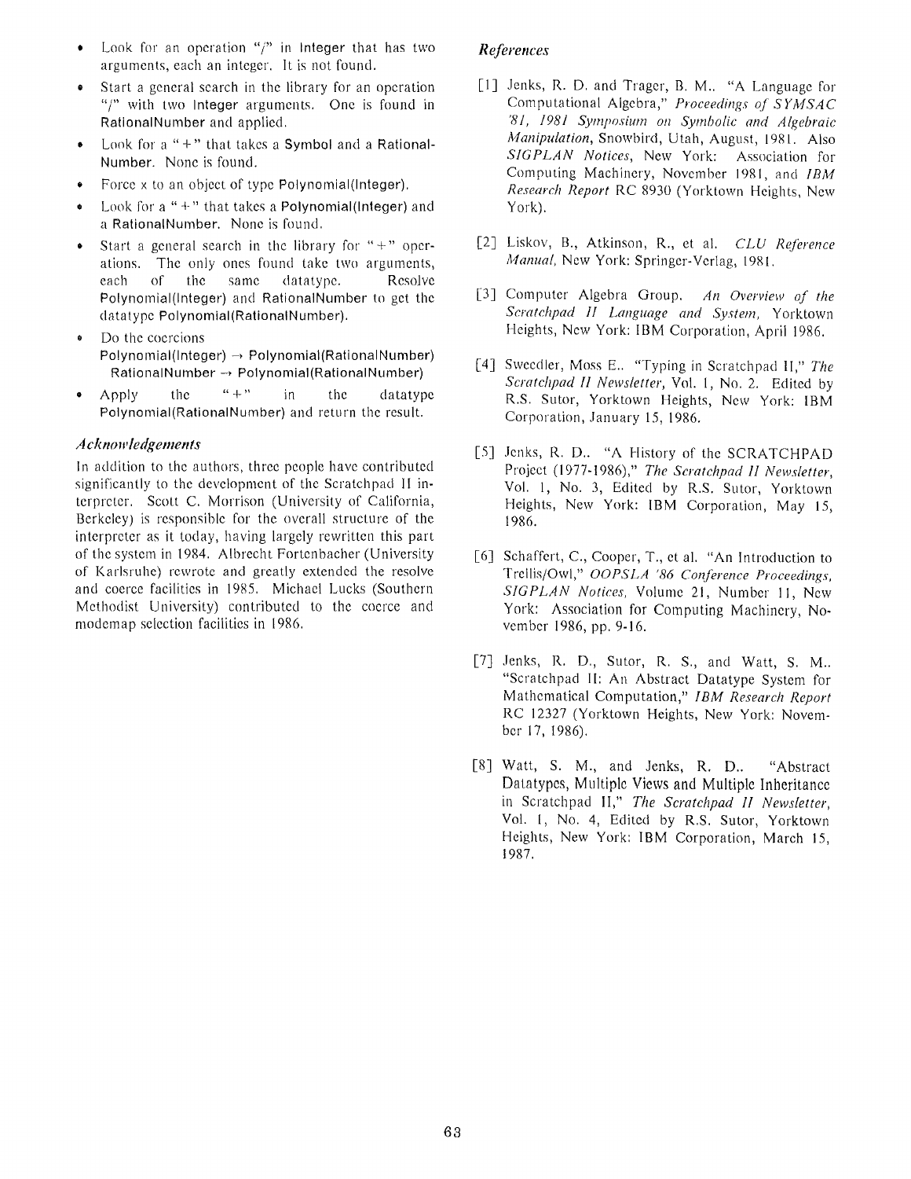- Look for an operation "/" in Integer that has two arguments, each an integer. It is not found.
- Start a general search in the library for an operation "/" with two Integer arguments. One is found in RationalNumber and applied.
- Look for a "+" that takes a Symbol and a RationalNumber. None is found.
- Force x to an object of type Polynomial(Integer).
- Look for a "+" that takes a Polynomial(Integer) and a RationalNumber. None is found.
- Start a general search in the library for "+" operations. The only ones found take two arguments, each of the same datatype. Resolve Polynomial(Integer) and RationalNumber to get the datatype Polynomial(RationalNumber).
- Do the coercions
  Polynomial(Integer) → Polynomial(RationalNumber)
  RationalNumber → Polynomial(RationalNumber)
- Apply the "+" in the datatype Polynomial(RationalNumber) and return the result.

### *Acknowledgements*

In addition to the authors, three people have contributed significantly to the development of the Scratchpad II interpreter. Scott C. Morrison (University of California, Berkeley) is responsible for the overall structure of the interpreter as it today, having largely rewritten this part of the system in 1984. Albrecht Fortenbacher (University of Karlsruhe) rewrote and greatly extended the resolve and coerce facilities in 1985. Michael Lucks (Southern Methodist University) contributed to the coerce and modemap selection facilities in 1986.

### *References*

[1] Jenks, R. D. and Trager, B. M.. "A Language for Computational Algebra," *Proceedings of SYMSAC '81, 1981 Symposium on Symbolic and Algebraic Manipulation*, Snowbird, Utah, August, 1981. Also *SIGPLAN Notices*, New York: Association for Computing Machinery, November 1981, and *IBM Research Report* RC 8930 (Yorktown Heights, New York).

[2] Liskov, B., Atkinson, R., et al. *CLU Reference Manual*, New York: Springer-Verlag, 1981.

[3] Computer Algebra Group. *An Overview of the Scratchpad II Language and System*, Yorktown Heights, New York: IBM Corporation, April 1986.

[4] Sweedler, Moss E.. "Typing in Scratchpad II," *The Scratchpad II Newsletter*, Vol. 1, No. 2. Edited by R.S. Sutor, Yorktown Heights, New York: IBM Corporation, January 15, 1986.

[5] Jenks, R. D.. "A History of the SCRATCHPAD Project (1977-1986)," *The Scratchpad II Newsletter*, Vol. 1, No. 3, Edited by R.S. Sutor, Yorktown Heights, New York: IBM Corporation, May 15, 1986.

[6] Schaffert, C., Cooper, T., et al. "An Introduction to Trellis/Owl," *OOPSLA '86 Conference Proceedings*, *SIGPLAN Notices*, Volume 21, Number 11, New York: Association for Computing Machinery, November 1986, pp. 9-16.

[7] Jenks, R. D., Sutor, R. S., and Watt, S. M.. "Scratchpad II: An Abstract Datatype System for Mathematical Computation," *IBM Research Report* RC 12327 (Yorktown Heights, New York: November 17, 1986).

[8] Watt, S. M., and Jenks, R. D.. "Abstract Datatypes, Multiple Views and Multiple Inheritance in Scratchpad II," *The Scratchpad II Newsletter*, Vol. 1, No. 4, Edited by R.S. Sutor, Yorktown Heights, New York: IBM Corporation, March 15, 1987.